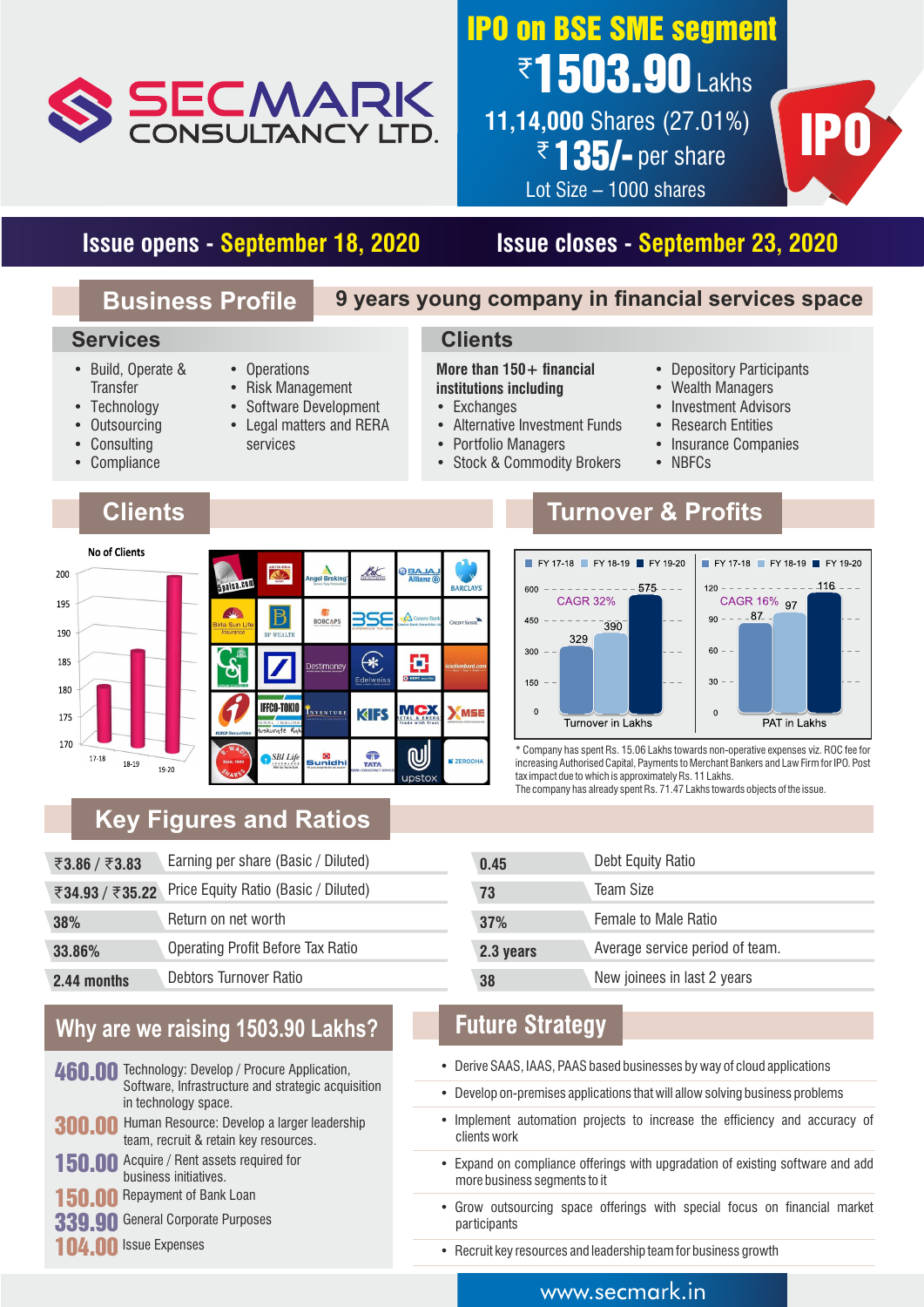# SECMARK CONSULTANCY LTD.

## IPO on BSE SME segment

**₹1503.90 Lakhs**

**11,14,000 Shares (27.01%)**

**₹ 135/- per share**

Lot Size – 1000 shares

IPO

**Issue opens - September 18, 2020** | **Issue closes - September 23, 2020**

## Business Profile

**9 years young company in financial services space**

### Services

- Build, Operate & Transfer
- Technology
- Outsourcing
- Consulting
- Compliance
- Operations
- Risk Management
- Software Development
- Legal matters and RERA services

### Clients

**More than 150+ financial institutions including**

- Exchanges
- Alternative Investment Funds
- Portfolio Managers
- Stock & Commodity Brokers
- Depository Participants
- Wealth Managers
- Investment Advisors
- Research Entities
- Insurance Companies
- NBFCs

## Clients

No of Clients

| Year | No of Clients |
|---|---|
| 17-18 | ~179 |
| 18-19 | ~189 |
| 19-20 | ~198 |

5paisa.com, Aditya Birla, Angel Broking, Kotak, Bajaj Allianz, Barclays, Birla Sun Life Insurance, BP Wealth, Bobcaps, BSE, Canara Bank, Credit Suisse, Destimoney, Edelweiss, HDFC securities, icicidirect.com, IIFL Securities, IFFCO-TOKIO, Inventure, KIFS, MCX, MSE, Way2Wealth, SBI Life, Sunidhi, TATA, upstox, Zerodha

## Turnover & Profits

| | FY 17-18 | FY 18-19 | FY 19-20 |
|---|---|---|---|
| Turnover in Lakhs (CAGR 32%) | 329 | 390 | 575 |
| PAT in Lakhs (CAGR 16%) | 87 | 97 | 116 |

\* Company has spent Rs. 15.06 Lakhs towards non-operative expenses viz. ROC fee for increasing Authorised Capital, Payments to Merchant Bankers and Law Firm for IPO. Post tax impact due to which is approximately Rs. 11 Lakhs.
The company has already spent Rs. 71.47 Lakhs towards objects of the issue.

## Key Figures and Ratios

| Value | Ratio |
|---|---|
| ₹3.86 / ₹3.83 | Earning per share (Basic / Diluted) |
| ₹34.93 / ₹35.22 | Price Equity Ratio (Basic / Diluted) |
| 38% | Return on net worth |
| 33.86% | Operating Profit Before Tax Ratio |
| 2.44 months | Debtors Turnover Ratio |
| 0.45 | Debt Equity Ratio |
| 73 | Team Size |
| 37% | Female to Male Ratio |
| 2.3 years | Average service period of team. |
| 38 | New joinees in last 2 years |

## Why are we raising 1503.90 Lakhs?

- **460.00** Technology: Develop / Procure Application, Software, Infrastructure and strategic acquisition in technology space.
- **300.00** Human Resource: Develop a larger leadership team, recruit & retain key resources.
- **150.00** Acquire / Rent assets required for business initiatives.
- **150.00** Repayment of Bank Loan
- **339.90** General Corporate Purposes
- **104.00** Issue Expenses

## Future Strategy

- Derive SAAS, IAAS, PAAS based businesses by way of cloud applications
- Develop on-premises applications that will allow solving business problems
- Implement automation projects to increase the efficiency and accuracy of clients work
- Expand on compliance offerings with upgradation of existing software and add more business segments to it
- Grow outsourcing space offerings with special focus on financial market participants
- Recruit key resources and leadership team for business growth

www.secmark.in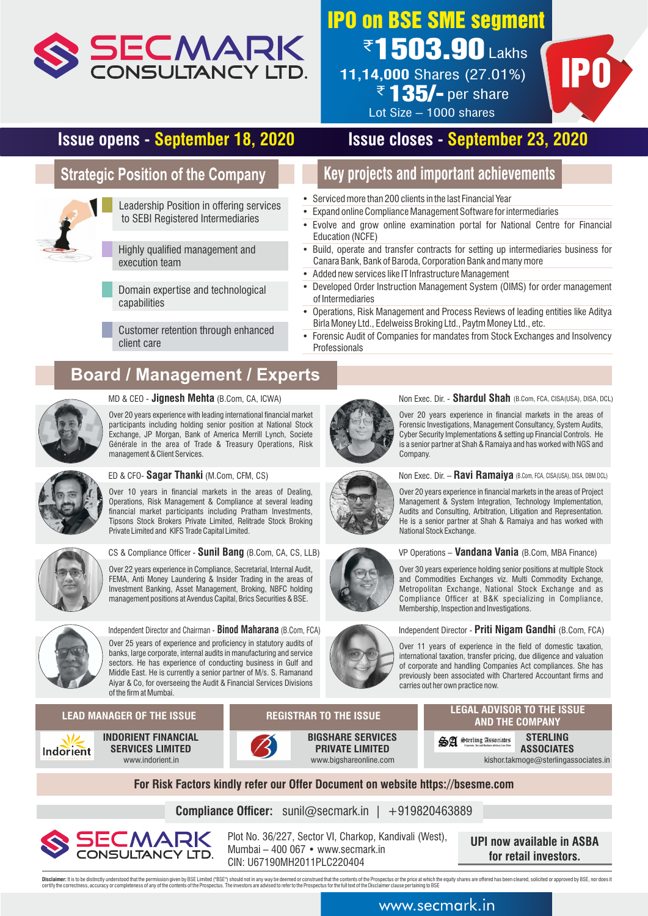# SECMARK CONSULTANCY LTD.

## IPO on BSE SME segment

**₹1503.90 Lakhs**

**11,14,000 Shares (27.01%)**

**₹ 135/- per share**

Lot Size – 1000 shares

**IPO**

**Issue opens - September 18, 2020** | **Issue closes - September 23, 2020**

## Strategic Position of the Company

- Leadership Position in offering services to SEBI Registered Intermediaries
- Highly qualified management and execution team
- Domain expertise and technological capabilities
- Customer retention through enhanced client care

## Key projects and important achievements

- Serviced more than 200 clients in the last Financial Year
- Expand online Compliance Management Software for intermediaries
- Evolve and grow online examination portal for National Centre for Financial Education (NCFE)
- Build, operate and transfer contracts for setting up intermediaries business for Canara Bank, Bank of Baroda, Corporation Bank and many more
- Added new services like IT Infrastructure Management
- Developed Order Instruction Management System (OIMS) for order management of Intermediaries
- Operations, Risk Management and Process Reviews of leading entities like Aditya Birla Money Ltd., Edelweiss Broking Ltd., Paytm Money Ltd., etc.
- Forensic Audit of Companies for mandates from Stock Exchanges and Insolvency Professionals

## Board / Management / Experts

**MD & CEO - Jignesh Mehta** (B.Com, CA, ICWA)

Over 20 years experience with leading international financial market participants including holding senior position at National Stock Exchange, JP Morgan, Bank of America Merrill Lynch, Societe Générale in the area of Trade & Treasury Operations, Risk management & Client Services.

**ED & CFO- Sagar Thanki** (M.Com, CFM, CS)

Over 10 years in financial markets in the areas of Dealing, Operations, Risk Management & Compliance at several leading financial market participants including Pratham Investments, Tipsons Stock Brokers Private Limited, Relitrade Stock Broking Private Limited and KIFS Trade Capital Limited.

**CS & Compliance Officer - Sunil Bang** (B.Com, CA, CS, LLB)

Over 22 years experience in Compliance, Secretarial, Internal Audit, FEMA, Anti Money Laundering & Insider Trading in the areas of Investment Banking, Asset Management, Broking, NBFC holding management positions at Avendus Capital, Brics Securities & BSE.

**Independent Director and Chairman - Binod Maharana** (B.Com, FCA)

Over 25 years of experience and proficiency in statutory audits of banks, large corporate, internal audits in manufacturing and service sectors. He has experience of conducting business in Gulf and Middle East. He is currently a senior partner of M/s. S. Ramanand Aiyar & Co, for overseeing the Audit & Financial Services Divisions of the firm at Mumbai.

**Non Exec. Dir. - Shardul Shah** (B.Com, FCA, CISA(USA), DISA, DCL)

Over 20 years experience in financial markets in the areas of Forensic Investigations, Management Consultancy, System Audits, Cyber Security Implementations & setting up Financial Controls. He is a senior partner at Shah & Ramaiya and has worked with NGS and Company.

**Non Exec. Dir. – Ravi Ramaiya** (B.Com, FCA, CISA(USA), DISA, DBM DCL)

Over 20 years experience in financial markets in the areas of Project Management & System Integration, Technology Implementation, Audits and Consulting, Arbitration, Litigation and Representation. He is a senior partner at Shah & Ramaiya and has worked with National Stock Exchange.

**VP Operations – Vandana Vania** (B.Com, MBA Finance)

Over 30 years experience holding senior positions at multiple Stock and Commodities Exchanges viz. Multi Commodity Exchange, Metropolitan Exchange, National Stock Exchange and as Compliance Officer at B&K specializing in Compliance, Membership, Inspection and Investigations.

**Independent Director - Priti Nigam Gandhi** (B.Com, FCA)

Over 11 years of experience in the field of domestic taxation, international taxation, transfer pricing, due diligence and valuation of corporate and handling Companies Act compliances. She has previously been associated with Chartered Accountant firms and carries out her own practice now.

| LEAD MANAGER OF THE ISSUE | REGISTRAR TO THE ISSUE | LEGAL ADVISOR TO THE ISSUE AND THE COMPANY |
|---|---|---|
| INDORIENT FINANCIAL SERVICES LIMITED<br>www.indorient.in | BIGSHARE SERVICES PRIVATE LIMITED<br>www.bigshareonline.com | STERLING ASSOCIATES<br>kishor.takmoge@sterlingassociates.in |

**For Risk Factors kindly refer our Offer Document on website https://bsesme.com**

**Compliance Officer:** sunil@secmark.in | +919820463889

**SECMARK CONSULTANCY LTD.**

Plot No. 36/227, Sector VI, Charkop, Kandivali (West), Mumbai – 400 067 • www.secmark.in
CIN: U67190MH2011PLC220404

**UPI now available in ASBA for retail investors.**

**Disclaimer:** It is to be distinctly understood that the permission given by BSE Limited ("BSE") should not in any way be deemed or construed that the contents of the Prospectus or the price at which the equity shares are offered has been cleared, solicited or approved by BSE, nor does it certify the correctness, accuracy or completeness of any of the contents of the Prospectus. The investors are advised to refer to the Prospectus for the full text of the Disclaimer clause pertaining to BSE

www.secmark.in